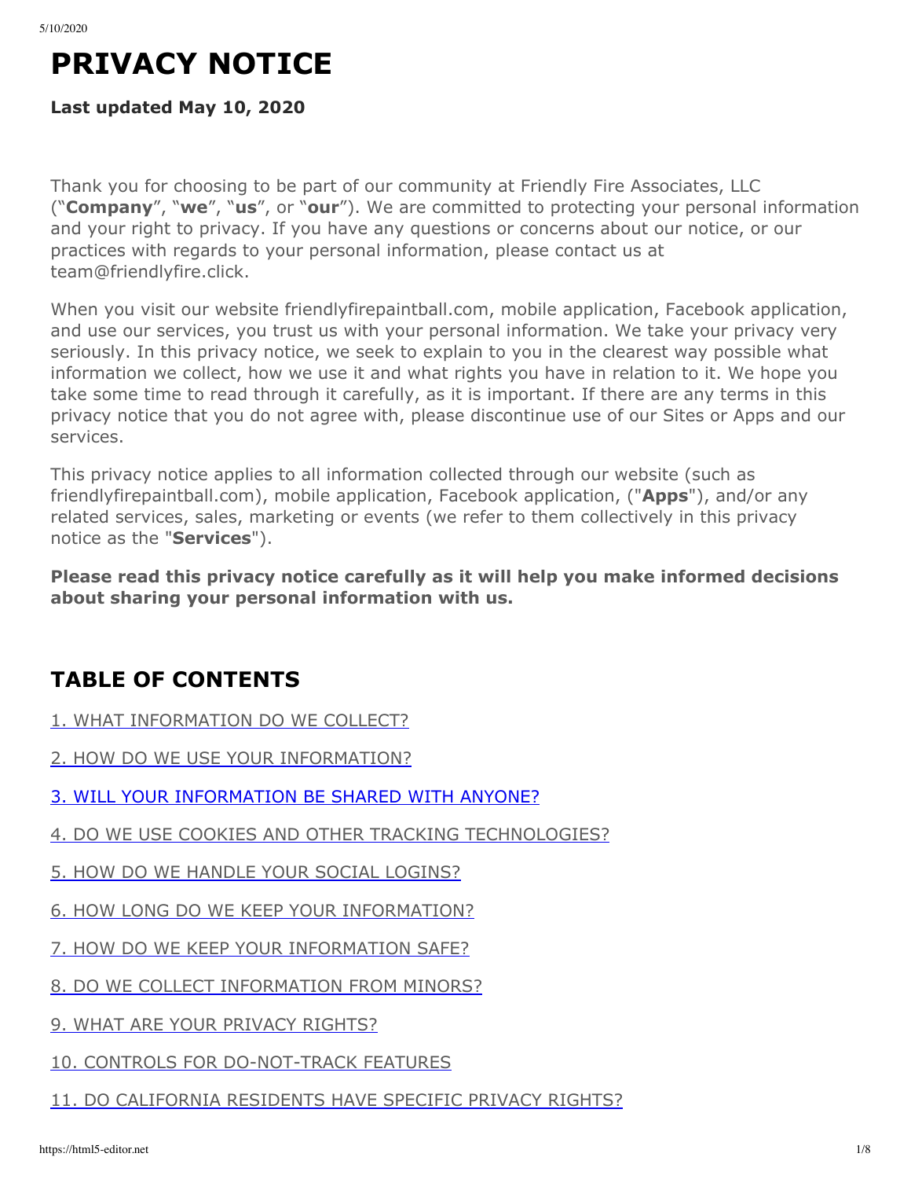# PRIVACY NOTICE

**Last updated May 10, 2020**

Thank you for choosing to be part of our community at Friendly Fire Associates, LLC ("**Company**", "**we**", "**us**", or "**our**"). We are committed to protecting your personal information and your right to privacy. If you have any questions or concerns about our notice, or our practices with regards to your personal information, please contact us at team@friendlyfire.click.

When you visit our website friendlyfirepaintball.com, mobile application, Facebook application, and use our services, you trust us with your personal information. We take your privacy very seriously. In this privacy notice, we seek to explain to you in the clearest way possible what information we collect, how we use it and what rights you have in relation to it. We hope you take some time to read through it carefully, as it is important. If there are any terms in this privacy notice that you do not agree with, please discontinue use of our Sites or Apps and our services.

This privacy notice applies to all information collected through our website (such as friendlyfirepaintball.com), mobile application, Facebook application, ("**Apps**"), and/or any related services, sales, marketing or events (we refer to them collectively in this privacy notice as the "**Services**").

**Please read this privacy notice carefully as it will help you make informed decisions about sharing your personal information with us.**

## TABLE OF CONTENTS

1. WHAT INFORMATION DO WE COLLECT?

2. HOW DO WE USE YOUR INFORMATION?

3. WILL YOUR INFORMATION BE SHARED WITH ANYONE?

4. DO WE USE COOKIES AND OTHER TRACKING TECHNOLOGIES?

5. HOW DO WE HANDLE YOUR SOCIAL LOGINS?

6. HOW LONG DO WE KEEP YOUR INFORMATION?

7. HOW DO WE KEEP YOUR INFORMATION SAFE?

8. DO WE COLLECT INFORMATION FROM MINORS?

9. WHAT ARE YOUR PRIVACY RIGHTS?

10. CONTROLS FOR DO-NOT-TRACK FEATURES

11. DO CALIFORNIA RESIDENTS HAVE SPECIFIC PRIVACY RIGHTS?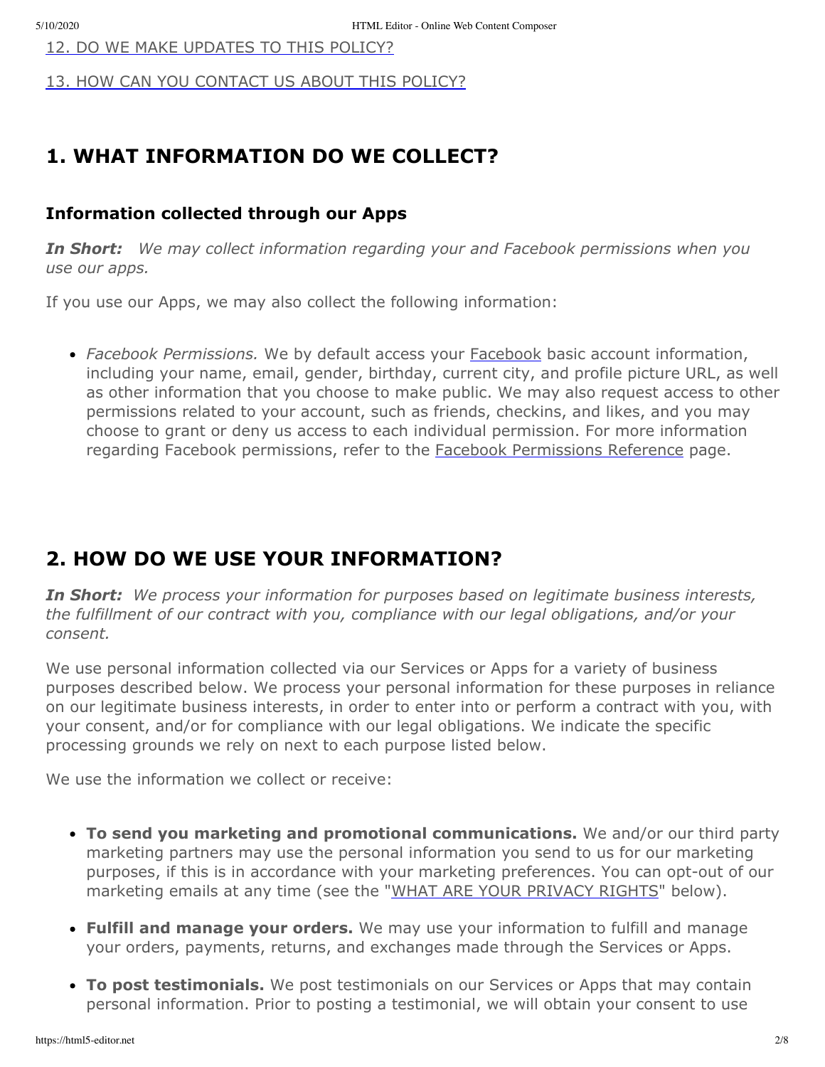12. DO WE MAKE UPDATES TO THIS POLICY?

13. HOW CAN YOU CONTACT US ABOUT THIS POLICY?

## 1. WHAT INFORMATION DO WE COLLECT?

### Information collected through our Apps

***In Short:*** *We may collect information regarding your and Facebook permissions when you use our apps.*

If you use our Apps, we may also collect the following information:

- *Facebook Permissions.* We by default access your Facebook basic account information, including your name, email, gender, birthday, current city, and profile picture URL, as well as other information that you choose to make public. We may also request access to other permissions related to your account, such as friends, checkins, and likes, and you may choose to grant or deny us access to each individual permission. For more information regarding Facebook permissions, refer to the Facebook Permissions Reference page.

## 2. HOW DO WE USE YOUR INFORMATION?

***In Short:*** *We process your information for purposes based on legitimate business interests, the fulfillment of our contract with you, compliance with our legal obligations, and/or your consent.*

We use personal information collected via our Services or Apps for a variety of business purposes described below. We process your personal information for these purposes in reliance on our legitimate business interests, in order to enter into or perform a contract with you, with your consent, and/or for compliance with our legal obligations. We indicate the specific processing grounds we rely on next to each purpose listed below.

We use the information we collect or receive:

- **To send you marketing and promotional communications.** We and/or our third party marketing partners may use the personal information you send to us for our marketing purposes, if this is in accordance with your marketing preferences. You can opt-out of our marketing emails at any time (see the "WHAT ARE YOUR PRIVACY RIGHTS" below).
- **Fulfill and manage your orders.** We may use your information to fulfill and manage your orders, payments, returns, and exchanges made through the Services or Apps.
- **To post testimonials.** We post testimonials on our Services or Apps that may contain personal information. Prior to posting a testimonial, we will obtain your consent to use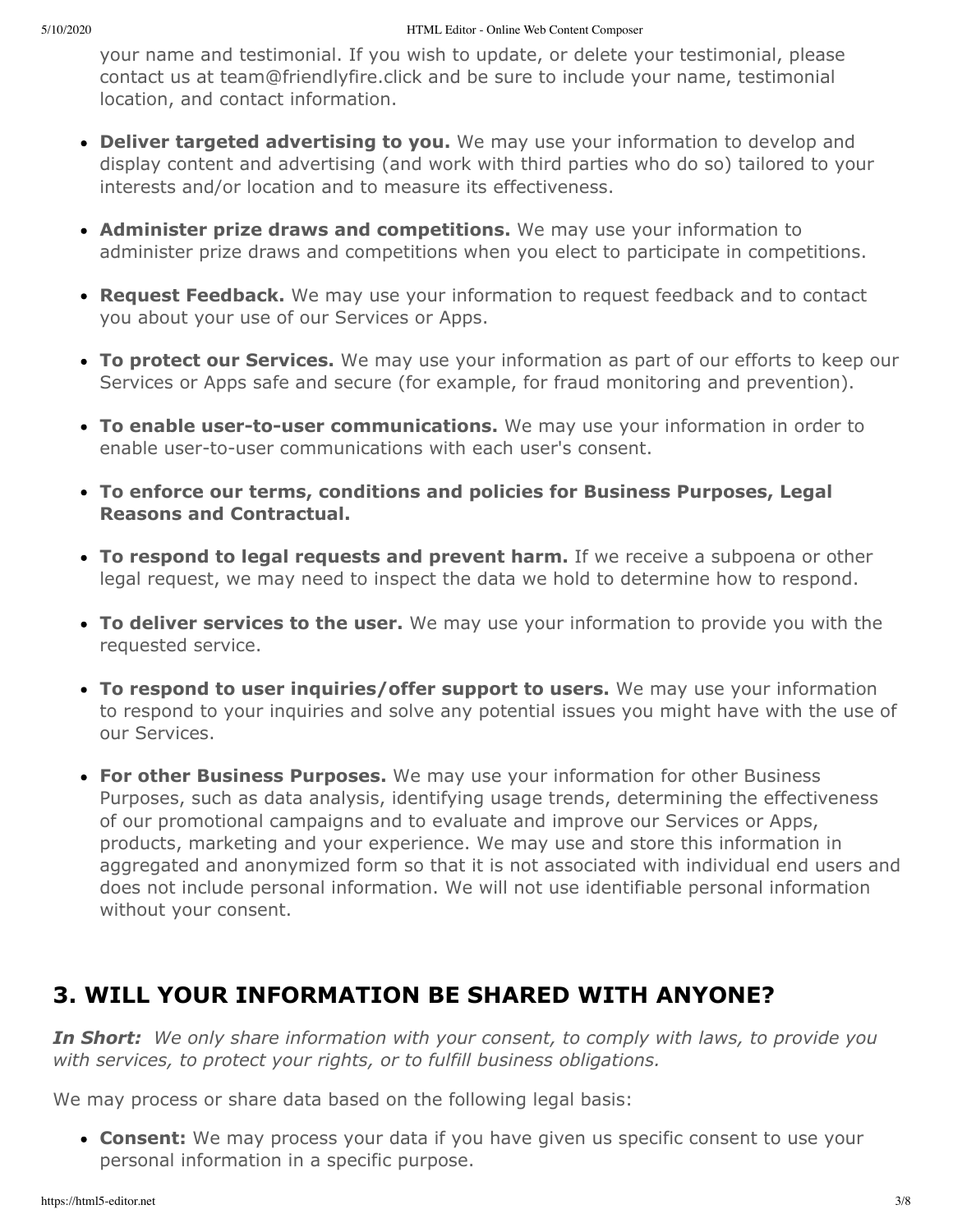your name and testimonial. If you wish to update, or delete your testimonial, please contact us at team@friendlyfire.click and be sure to include your name, testimonial location, and contact information.

- **Deliver targeted advertising to you.** We may use your information to develop and display content and advertising (and work with third parties who do so) tailored to your interests and/or location and to measure its effectiveness.

- **Administer prize draws and competitions.** We may use your information to administer prize draws and competitions when you elect to participate in competitions.

- **Request Feedback.** We may use your information to request feedback and to contact you about your use of our Services or Apps.

- **To protect our Services.** We may use your information as part of our efforts to keep our Services or Apps safe and secure (for example, for fraud monitoring and prevention).

- **To enable user-to-user communications.** We may use your information in order to enable user-to-user communications with each user's consent.

- **To enforce our terms, conditions and policies for Business Purposes, Legal Reasons and Contractual.**

- **To respond to legal requests and prevent harm.** If we receive a subpoena or other legal request, we may need to inspect the data we hold to determine how to respond.

- **To deliver services to the user.** We may use your information to provide you with the requested service.

- **To respond to user inquiries/offer support to users.** We may use your information to respond to your inquiries and solve any potential issues you might have with the use of our Services.

- **For other Business Purposes.** We may use your information for other Business Purposes, such as data analysis, identifying usage trends, determining the effectiveness of our promotional campaigns and to evaluate and improve our Services or Apps, products, marketing and your experience. We may use and store this information in aggregated and anonymized form so that it is not associated with individual end users and does not include personal information. We will not use identifiable personal information without your consent.

## 3. WILL YOUR INFORMATION BE SHARED WITH ANYONE?

***In Short:*** *We only share information with your consent, to comply with laws, to provide you with services, to protect your rights, or to fulfill business obligations.*

We may process or share data based on the following legal basis:

- **Consent:** We may process your data if you have given us specific consent to use your personal information in a specific purpose.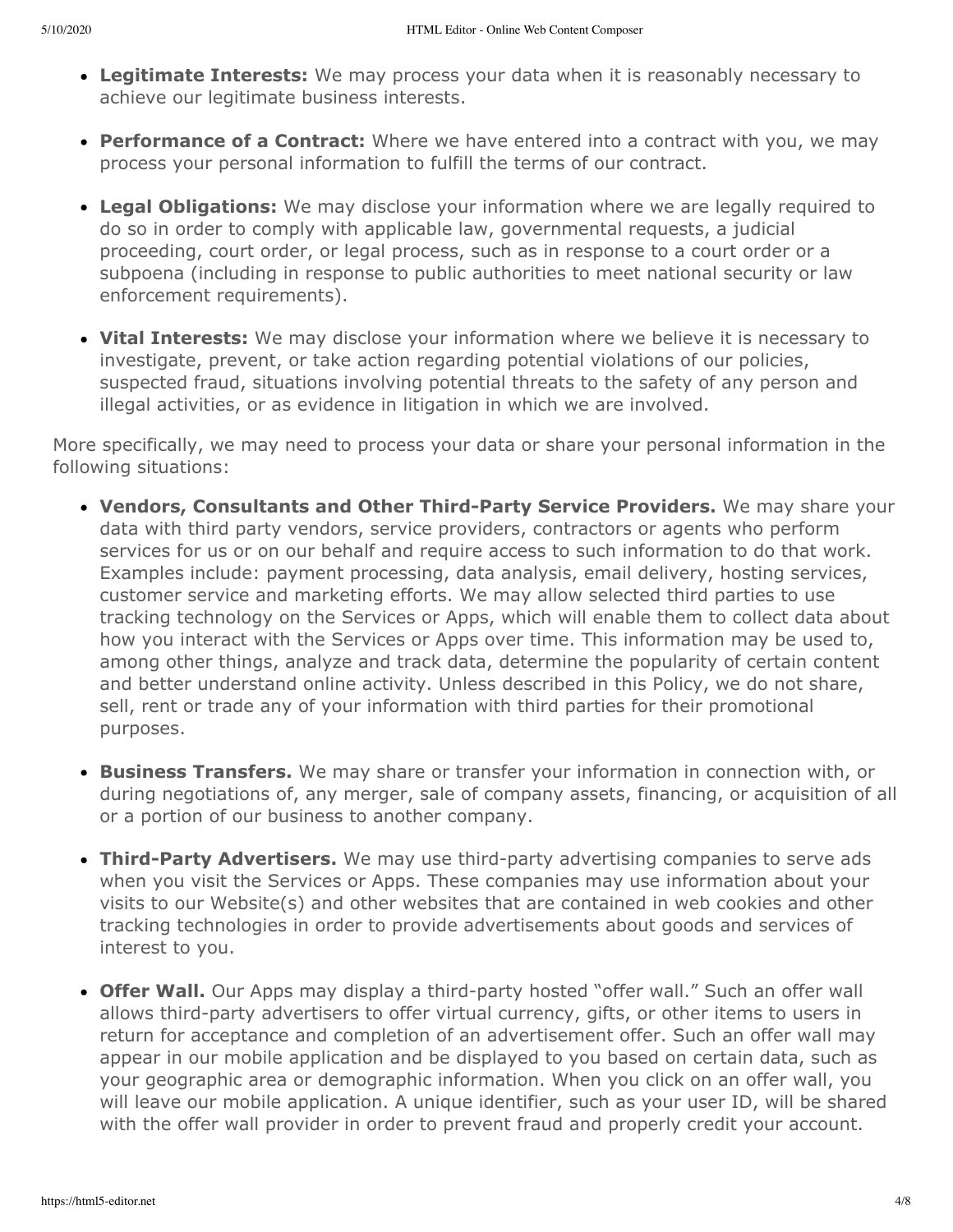- **Legitimate Interests:** We may process your data when it is reasonably necessary to achieve our legitimate business interests.

- **Performance of a Contract:** Where we have entered into a contract with you, we may process your personal information to fulfill the terms of our contract.

- **Legal Obligations:** We may disclose your information where we are legally required to do so in order to comply with applicable law, governmental requests, a judicial proceeding, court order, or legal process, such as in response to a court order or a subpoena (including in response to public authorities to meet national security or law enforcement requirements).

- **Vital Interests:** We may disclose your information where we believe it is necessary to investigate, prevent, or take action regarding potential violations of our policies, suspected fraud, situations involving potential threats to the safety of any person and illegal activities, or as evidence in litigation in which we are involved.

More specifically, we may need to process your data or share your personal information in the following situations:

- **Vendors, Consultants and Other Third-Party Service Providers.** We may share your data with third party vendors, service providers, contractors or agents who perform services for us or on our behalf and require access to such information to do that work. Examples include: payment processing, data analysis, email delivery, hosting services, customer service and marketing efforts. We may allow selected third parties to use tracking technology on the Services or Apps, which will enable them to collect data about how you interact with the Services or Apps over time. This information may be used to, among other things, analyze and track data, determine the popularity of certain content and better understand online activity. Unless described in this Policy, we do not share, sell, rent or trade any of your information with third parties for their promotional purposes.

- **Business Transfers.** We may share or transfer your information in connection with, or during negotiations of, any merger, sale of company assets, financing, or acquisition of all or a portion of our business to another company.

- **Third-Party Advertisers.** We may use third-party advertising companies to serve ads when you visit the Services or Apps. These companies may use information about your visits to our Website(s) and other websites that are contained in web cookies and other tracking technologies in order to provide advertisements about goods and services of interest to you.

- **Offer Wall.** Our Apps may display a third-party hosted "offer wall." Such an offer wall allows third-party advertisers to offer virtual currency, gifts, or other items to users in return for acceptance and completion of an advertisement offer. Such an offer wall may appear in our mobile application and be displayed to you based on certain data, such as your geographic area or demographic information. When you click on an offer wall, you will leave our mobile application. A unique identifier, such as your user ID, will be shared with the offer wall provider in order to prevent fraud and properly credit your account.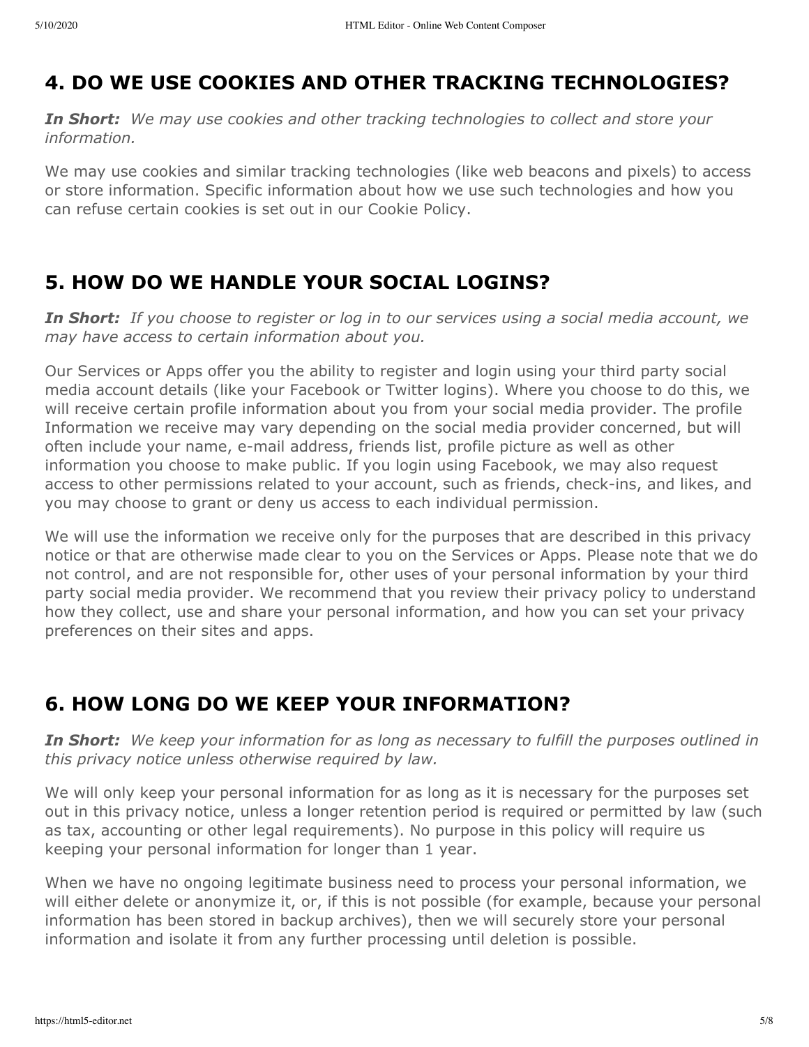## 4. DO WE USE COOKIES AND OTHER TRACKING TECHNOLOGIES?

***In Short:*** *We may use cookies and other tracking technologies to collect and store your information.*

We may use cookies and similar tracking technologies (like web beacons and pixels) to access or store information. Specific information about how we use such technologies and how you can refuse certain cookies is set out in our Cookie Policy.

## 5. HOW DO WE HANDLE YOUR SOCIAL LOGINS?

***In Short:*** *If you choose to register or log in to our services using a social media account, we may have access to certain information about you.*

Our Services or Apps offer you the ability to register and login using your third party social media account details (like your Facebook or Twitter logins). Where you choose to do this, we will receive certain profile information about you from your social media provider. The profile Information we receive may vary depending on the social media provider concerned, but will often include your name, e-mail address, friends list, profile picture as well as other information you choose to make public. If you login using Facebook, we may also request access to other permissions related to your account, such as friends, check-ins, and likes, and you may choose to grant or deny us access to each individual permission.

We will use the information we receive only for the purposes that are described in this privacy notice or that are otherwise made clear to you on the Services or Apps. Please note that we do not control, and are not responsible for, other uses of your personal information by your third party social media provider. We recommend that you review their privacy policy to understand how they collect, use and share your personal information, and how you can set your privacy preferences on their sites and apps.

## 6. HOW LONG DO WE KEEP YOUR INFORMATION?

***In Short:*** *We keep your information for as long as necessary to fulfill the purposes outlined in this privacy notice unless otherwise required by law.*

We will only keep your personal information for as long as it is necessary for the purposes set out in this privacy notice, unless a longer retention period is required or permitted by law (such as tax, accounting or other legal requirements). No purpose in this policy will require us keeping your personal information for longer than 1 year.

When we have no ongoing legitimate business need to process your personal information, we will either delete or anonymize it, or, if this is not possible (for example, because your personal information has been stored in backup archives), then we will securely store your personal information and isolate it from any further processing until deletion is possible.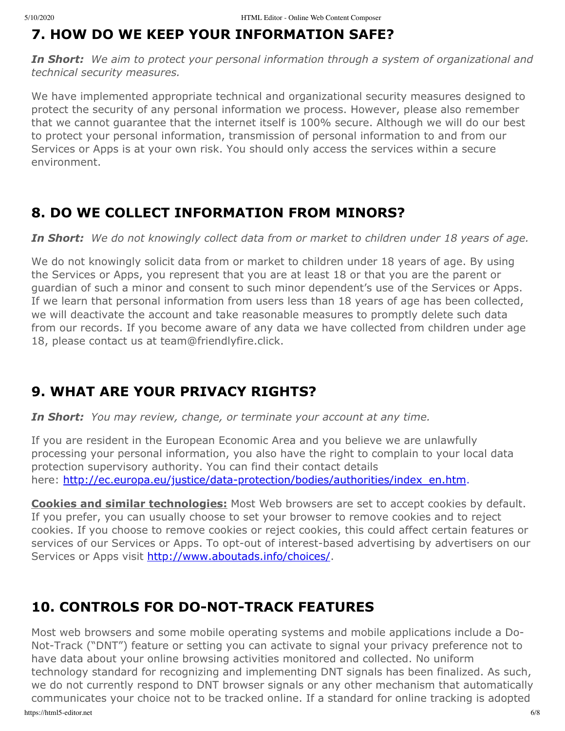## 7. HOW DO WE KEEP YOUR INFORMATION SAFE?

***In Short:*** *We aim to protect your personal information through a system of organizational and technical security measures.*

We have implemented appropriate technical and organizational security measures designed to protect the security of any personal information we process. However, please also remember that we cannot guarantee that the internet itself is 100% secure. Although we will do our best to protect your personal information, transmission of personal information to and from our Services or Apps is at your own risk. You should only access the services within a secure environment.

## 8. DO WE COLLECT INFORMATION FROM MINORS?

***In Short:*** *We do not knowingly collect data from or market to children under 18 years of age.*

We do not knowingly solicit data from or market to children under 18 years of age. By using the Services or Apps, you represent that you are at least 18 or that you are the parent or guardian of such a minor and consent to such minor dependent's use of the Services or Apps. If we learn that personal information from users less than 18 years of age has been collected, we will deactivate the account and take reasonable measures to promptly delete such data from our records. If you become aware of any data we have collected from children under age 18, please contact us at team@friendlyfire.click.

## 9. WHAT ARE YOUR PRIVACY RIGHTS?

***In Short:*** *You may review, change, or terminate your account at any time.*

If you are resident in the European Economic Area and you believe we are unlawfully processing your personal information, you also have the right to complain to your local data protection supervisory authority. You can find their contact details here: [http://ec.europa.eu/justice/data-protection/bodies/authorities/index_en.htm](http://ec.europa.eu/justice/data-protection/bodies/authorities/index_en.htm).

**Cookies and similar technologies:** Most Web browsers are set to accept cookies by default. If you prefer, you can usually choose to set your browser to remove cookies and to reject cookies. If you choose to remove cookies or reject cookies, this could affect certain features or services of our Services or Apps. To opt-out of interest-based advertising by advertisers on our Services or Apps visit [http://www.aboutads.info/choices/](http://www.aboutads.info/choices/).

## 10. CONTROLS FOR DO-NOT-TRACK FEATURES

Most web browsers and some mobile operating systems and mobile applications include a Do-Not-Track ("DNT") feature or setting you can activate to signal your privacy preference not to have data about your online browsing activities monitored and collected. No uniform technology standard for recognizing and implementing DNT signals has been finalized. As such, we do not currently respond to DNT browser signals or any other mechanism that automatically communicates your choice not to be tracked online. If a standard for online tracking is adopted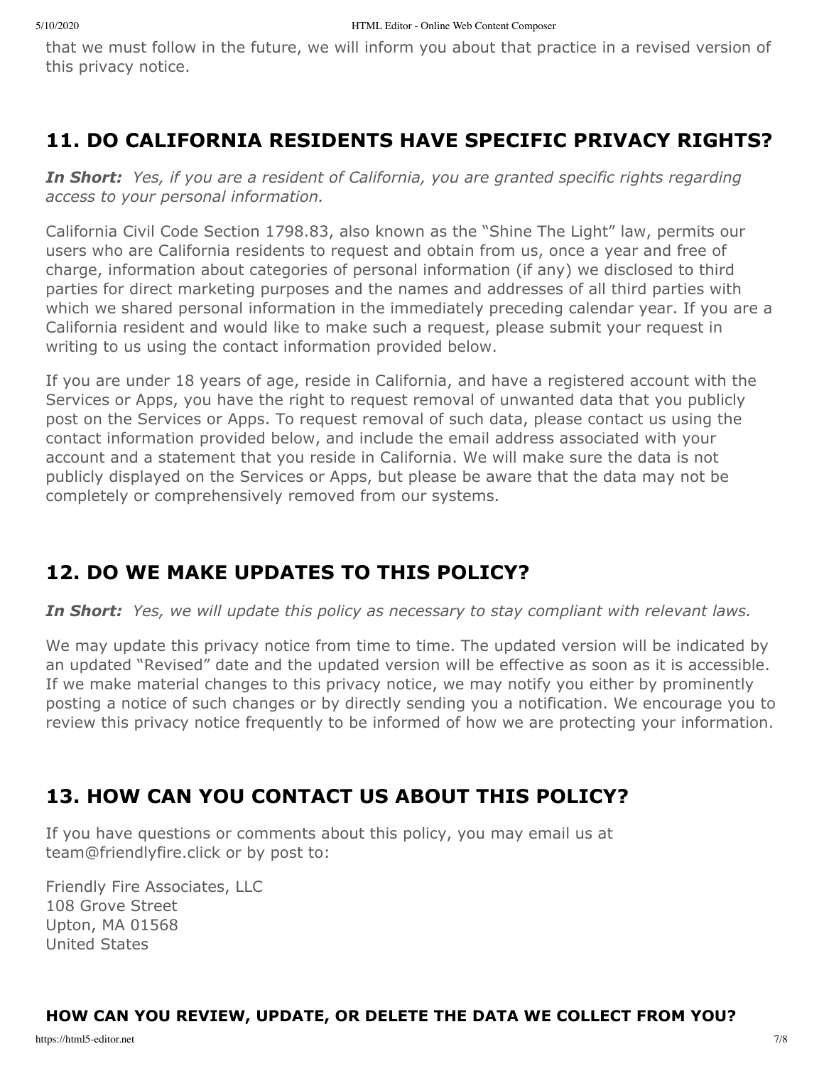that we must follow in the future, we will inform you about that practice in a revised version of this privacy notice.

## 11. DO CALIFORNIA RESIDENTS HAVE SPECIFIC PRIVACY RIGHTS?

***In Short:*** *Yes, if you are a resident of California, you are granted specific rights regarding access to your personal information.*

California Civil Code Section 1798.83, also known as the "Shine The Light" law, permits our users who are California residents to request and obtain from us, once a year and free of charge, information about categories of personal information (if any) we disclosed to third parties for direct marketing purposes and the names and addresses of all third parties with which we shared personal information in the immediately preceding calendar year. If you are a California resident and would like to make such a request, please submit your request in writing to us using the contact information provided below.

If you are under 18 years of age, reside in California, and have a registered account with the Services or Apps, you have the right to request removal of unwanted data that you publicly post on the Services or Apps. To request removal of such data, please contact us using the contact information provided below, and include the email address associated with your account and a statement that you reside in California. We will make sure the data is not publicly displayed on the Services or Apps, but please be aware that the data may not be completely or comprehensively removed from our systems.

## 12. DO WE MAKE UPDATES TO THIS POLICY?

***In Short:*** *Yes, we will update this policy as necessary to stay compliant with relevant laws.*

We may update this privacy notice from time to time. The updated version will be indicated by an updated "Revised" date and the updated version will be effective as soon as it is accessible. If we make material changes to this privacy notice, we may notify you either by prominently posting a notice of such changes or by directly sending you a notification. We encourage you to review this privacy notice frequently to be informed of how we are protecting your information.

## 13. HOW CAN YOU CONTACT US ABOUT THIS POLICY?

If you have questions or comments about this policy, you may email us at team@friendlyfire.click or by post to:

Friendly Fire Associates, LLC
108 Grove Street
Upton, MA 01568
United States

**HOW CAN YOU REVIEW, UPDATE, OR DELETE THE DATA WE COLLECT FROM YOU?**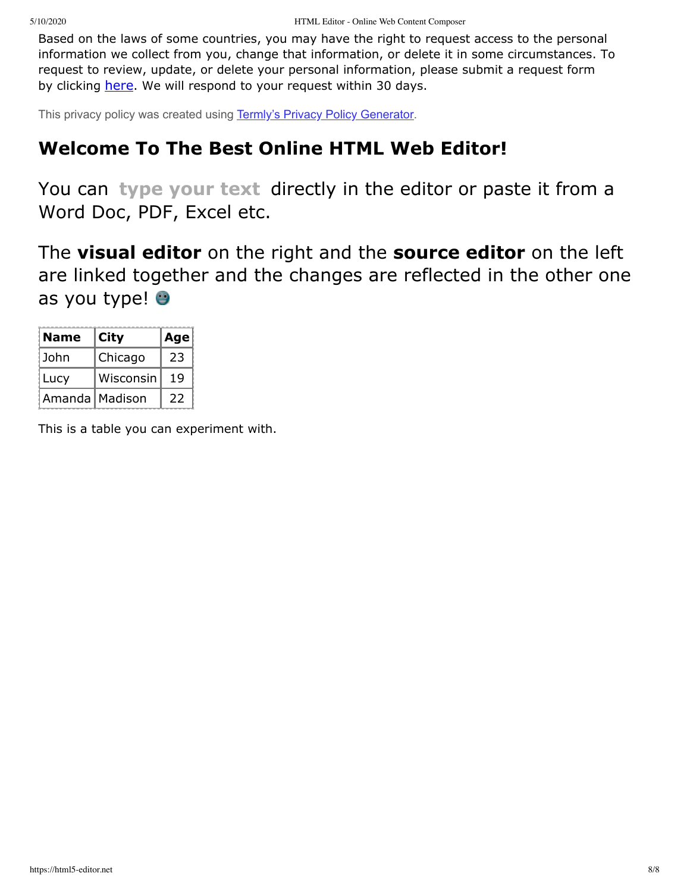Based on the laws of some countries, you may have the right to request access to the personal information we collect from you, change that information, or delete it in some circumstances. To request to review, update, or delete your personal information, please submit a request form by clicking [here](). We will respond to your request within 30 days.

This privacy policy was created using [Termly's Privacy Policy Generator]().

## Welcome To The Best Online HTML Web Editor!

You can **type your text** directly in the editor or paste it from a Word Doc, PDF, Excel etc.

The **visual editor** on the right and the **source editor** on the left are linked together and the changes are reflected in the other one as you type! 😊

| Name | City | Age |
|---|---|---|
| John | Chicago | 23 |
| Lucy | Wisconsin | 19 |
| Amanda | Madison | 22 |

This is a table you can experiment with.